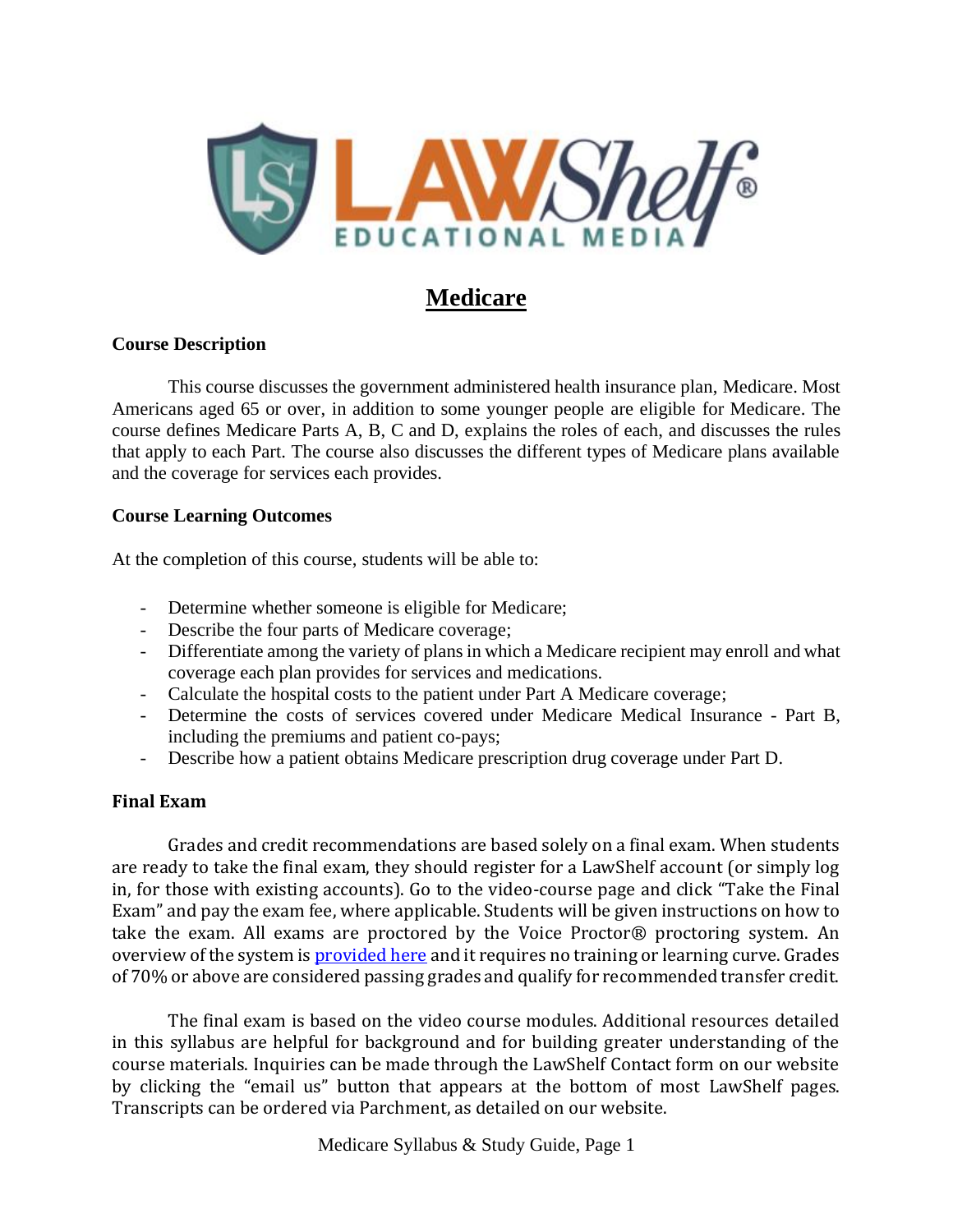# Medicare

### Course Description

This course discusses the government administered health insurance plan, Medicare. Most Americans aged 65 or over, in addition to some younger people are eligible for Medicare. The course defines Medicare Parts A, B, C and D, explains the roles of each, and discusses the rules that apply to each Part. The course also discusses the different types of Medicare plans available and the coverage for services each provides.

### Course Learning Outcomes

At the completion of this course, students will be able to:

- Determine whether someone is eligible for Medicare;
- Describe the four parts of Medicare coverage;
- Differentiate among the variety of plans in which a Medicare recipient may enroll and what coverage each plan provides for services and medications.
- Calculate the hospital costs to the patient under Part A Medicare coverage;
- Determine the costs of services covered under Medicare Medical Insurance - Part B, including the premiums and patient co-pays;
- Describe how a patient obtains Medicare prescription drug coverage under Part D.

### Final Exam

Grades and credit recommendations are based solely on a final exam. When students are ready to take the final exam, they should register for a LawShelf account (or simply log in, for those with existing accounts). Go to the video-course page and click "Take the Final Exam" and pay the exam fee, where applicable. Students will be given instructions on how to take the exam. All exams are proctored by the Voice Proctor® proctoring system. An overview of the system is provided here and it requires no training or learning curve. Grades of 70% or above are considered passing grades and qualify for recommended transfer credit.

The final exam is based on the video course modules. Additional resources detailed in this syllabus are helpful for background and for building greater understanding of the course materials. Inquiries can be made through the LawShelf Contact form on our website by clicking the "email us" button that appears at the bottom of most LawShelf pages. Transcripts can be ordered via Parchment, as detailed on our website.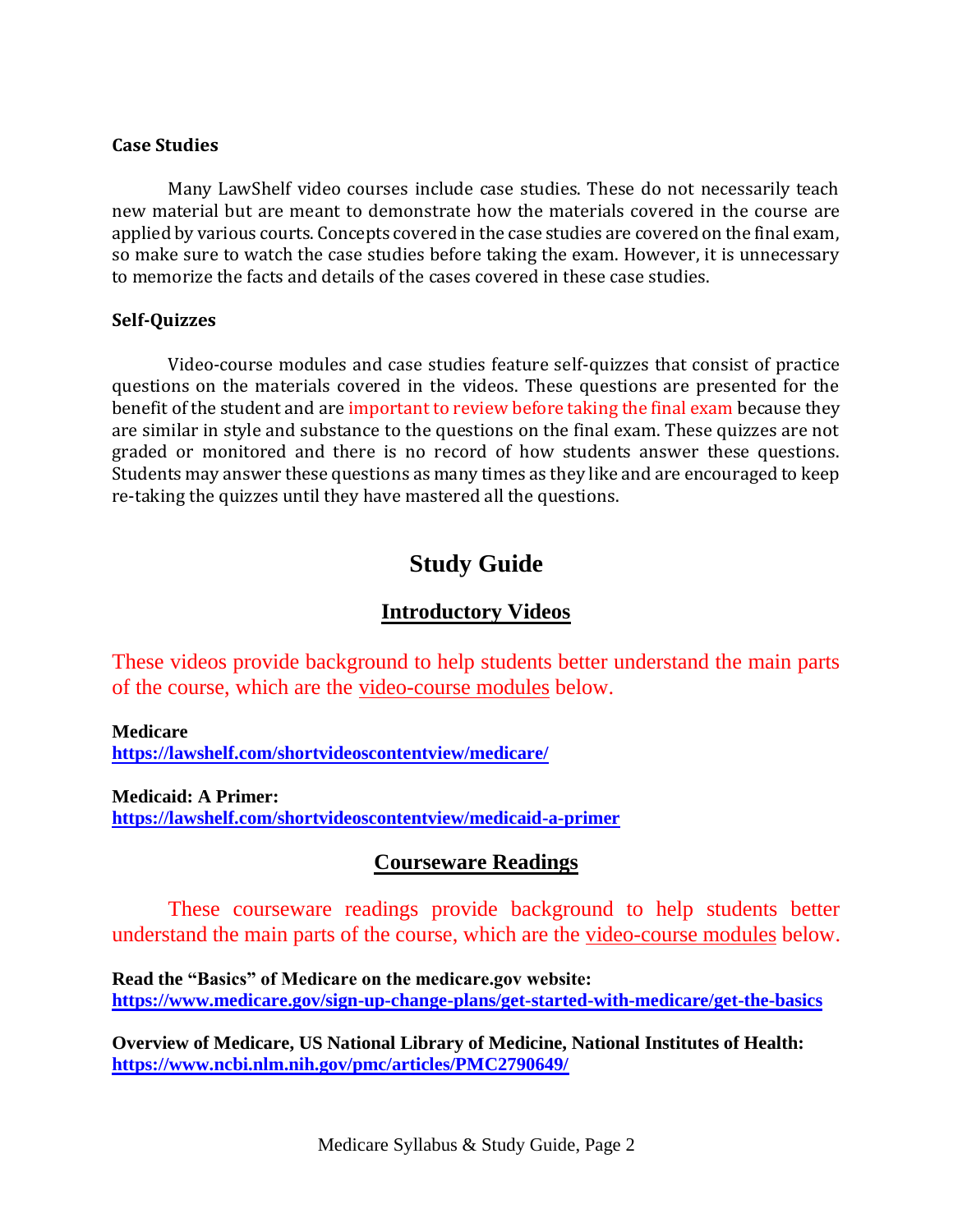**Case Studies**

Many LawShelf video courses include case studies. These do not necessarily teach new material but are meant to demonstrate how the materials covered in the course are applied by various courts. Concepts covered in the case studies are covered on the final exam, so make sure to watch the case studies before taking the exam. However, it is unnecessary to memorize the facts and details of the cases covered in these case studies.

**Self-Quizzes**

Video-course modules and case studies feature self-quizzes that consist of practice questions on the materials covered in the videos. These questions are presented for the benefit of the student and are important to review before taking the final exam because they are similar in style and substance to the questions on the final exam. These quizzes are not graded or monitored and there is no record of how students answer these questions. Students may answer these questions as many times as they like and are encouraged to keep re-taking the quizzes until they have mastered all the questions.

# Study Guide

## Introductory Videos

These videos provide background to help students better understand the main parts of the course, which are the video-course modules below.

**Medicare**
**https://lawshelf.com/shortvideoscontentview/medicare/**

**Medicaid: A Primer:**
**https://lawshelf.com/shortvideoscontentview/medicaid-a-primer**

## Courseware Readings

These courseware readings provide background to help students better understand the main parts of the course, which are the video-course modules below.

**Read the "Basics" of Medicare on the medicare.gov website:**
**https://www.medicare.gov/sign-up-change-plans/get-started-with-medicare/get-the-basics**

**Overview of Medicare, US National Library of Medicine, National Institutes of Health:**
**https://www.ncbi.nlm.nih.gov/pmc/articles/PMC2790649/**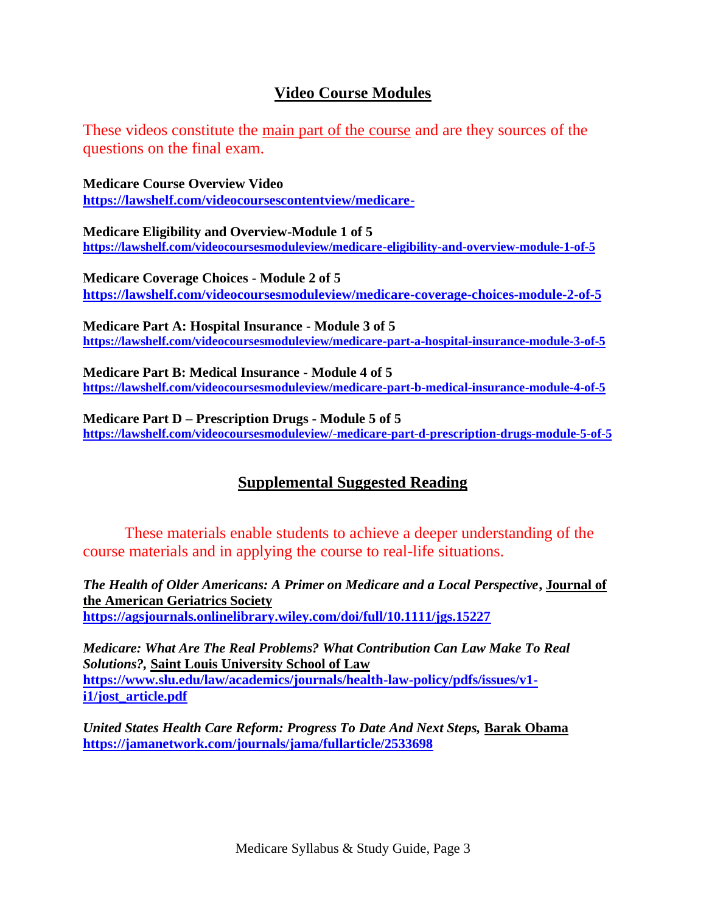## Video Course Modules

These videos constitute the main part of the course and are they sources of the questions on the final exam.

**Medicare Course Overview Video**
**https://lawshelf.com/videocoursescontentview/medicare-**

**Medicare Eligibility and Overview-Module 1 of 5**
**https://lawshelf.com/videocoursesmoduleview/medicare-eligibility-and-overview-module-1-of-5**

**Medicare Coverage Choices - Module 2 of 5**
**https://lawshelf.com/videocoursesmoduleview/medicare-coverage-choices-module-2-of-5**

**Medicare Part A: Hospital Insurance - Module 3 of 5**
**https://lawshelf.com/videocoursesmoduleview/medicare-part-a-hospital-insurance-module-3-of-5**

**Medicare Part B: Medical Insurance - Module 4 of 5**
**https://lawshelf.com/videocoursesmoduleview/medicare-part-b-medical-insurance-module-4-of-5**

**Medicare Part D – Prescription Drugs - Module 5 of 5**
**https://lawshelf.com/videocoursesmoduleview/-medicare-part-d-prescription-drugs-module-5-of-5**

## Supplemental Suggested Reading

These materials enable students to achieve a deeper understanding of the course materials and in applying the course to real-life situations.

***The Health of Older Americans: A Primer on Medicare and a Local Perspective*, Journal of the American Geriatrics Society**
**https://agsjournals.onlinelibrary.wiley.com/doi/full/10.1111/jgs.15227**

***Medicare: What Are The Real Problems? What Contribution Can Law Make To Real Solutions?*, Saint Louis University School of Law**
**https://www.slu.edu/law/academics/journals/health-law-policy/pdfs/issues/v1-i1/jost_article.pdf**

***United States Health Care Reform: Progress To Date And Next Steps,* Barak Obama**
**https://jamanetwork.com/journals/jama/fullarticle/2533698**